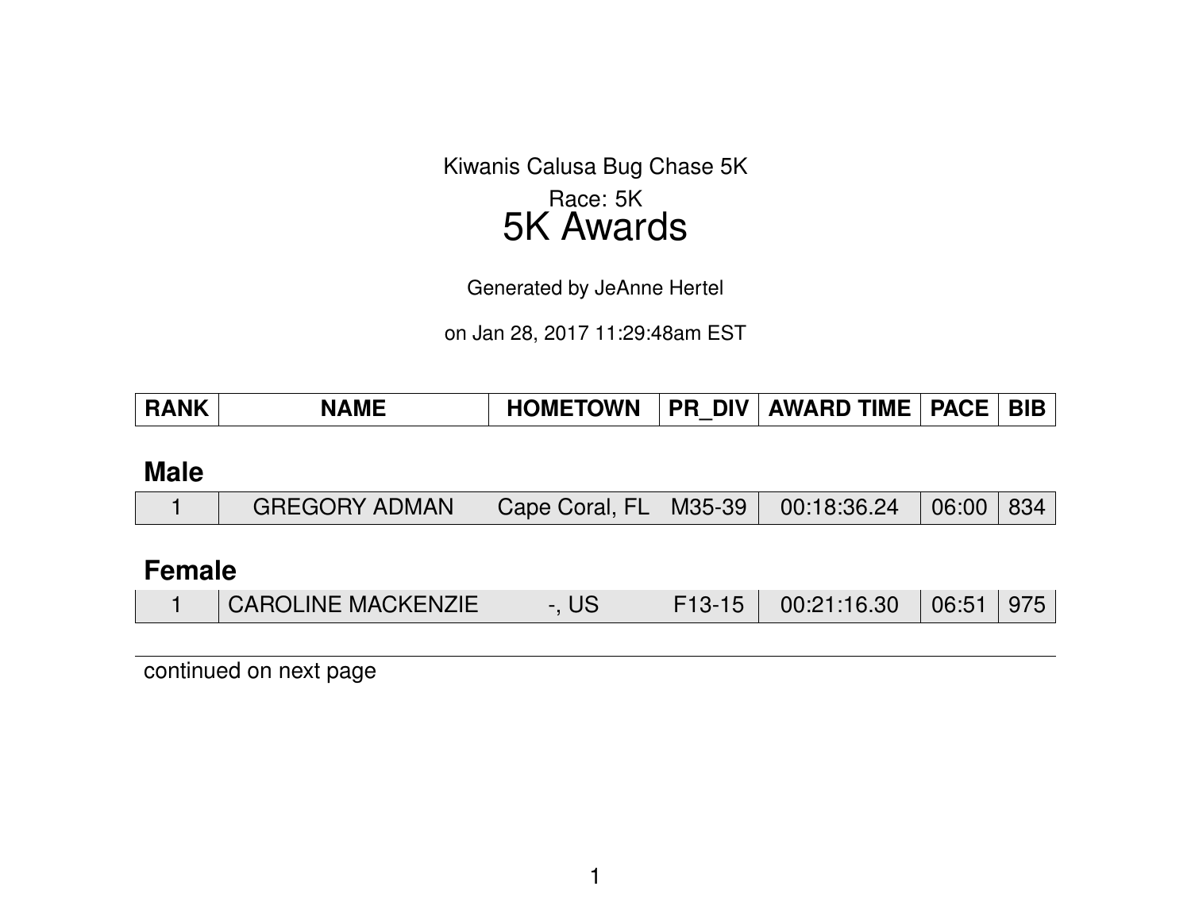Kiwanis Calusa Bug Chase 5K

Race: 5K

# 5K Awards

Generated by JeAnne Hertel

on Jan 28, 2017 11:29:48am EST

| RANK | NAME | HOMETOWN | PR_DIV | AWARD TIME | PACE | BIB |
|---|---|---|---|---|---|---|
| **Male** | | | | | | |
| 1 | GREGORY ADMAN | Cape Coral, FL | M35-39 | 00:18:36.24 | 06:00 | 834 |
| **Female** | | | | | | |
| 1 | CAROLINE MACKENZIE | -, US | F13-15 | 00:21:16.30 | 06:51 | 975 |

continued on next page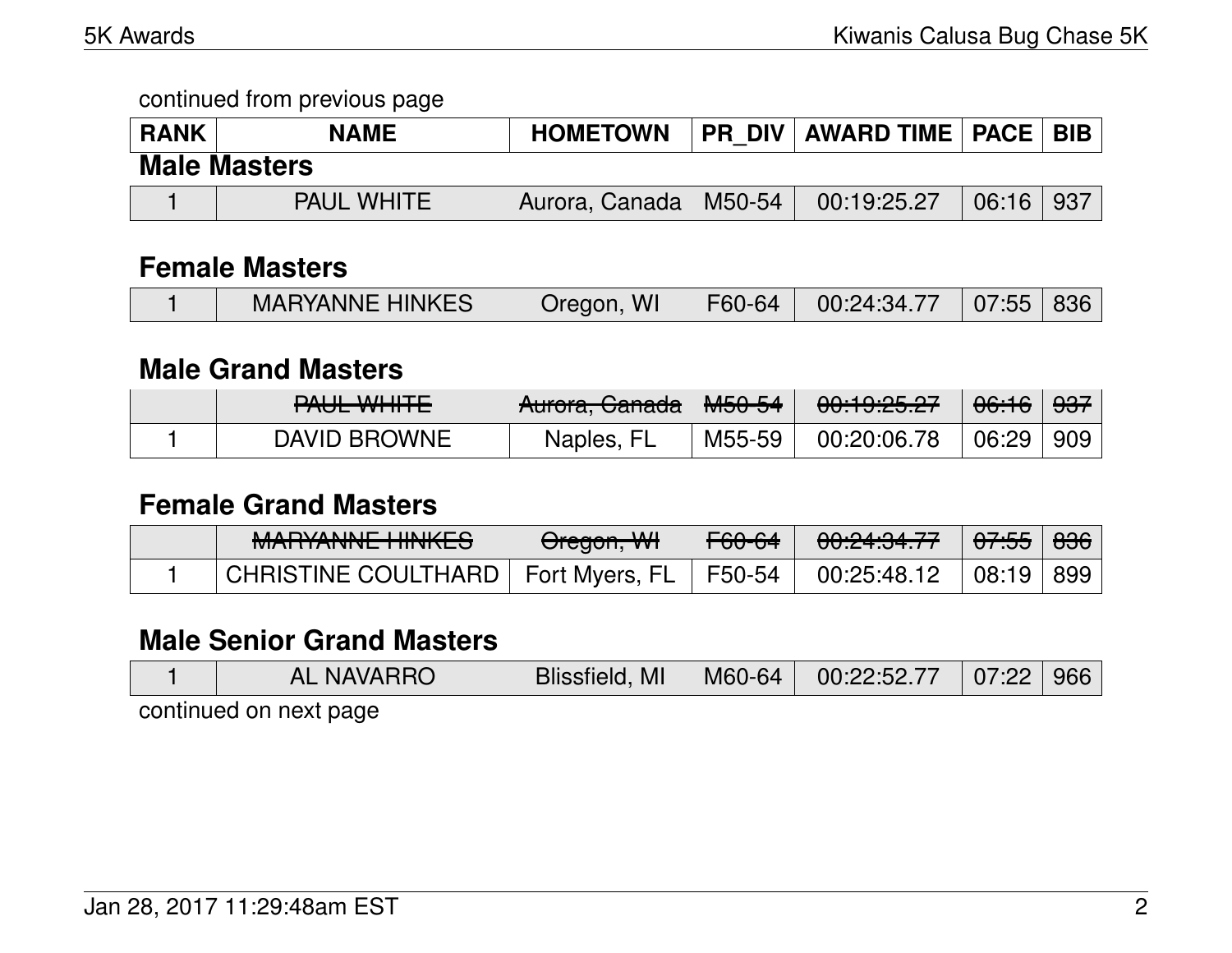continued from previous page

| RANK | NAME | HOMETOWN | PR_DIV | AWARD TIME | PACE | BIB |
| --- | --- | --- | --- | --- | --- | --- |

### Male Masters

| RANK | NAME | HOMETOWN | PR_DIV | AWARD TIME | PACE | BIB |
| --- | --- | --- | --- | --- | --- | --- |
| 1 | PAUL WHITE | Aurora, Canada | M50-54 | 00:19:25.27 | 06:16 | 937 |

### Female Masters

| RANK | NAME | HOMETOWN | PR_DIV | AWARD TIME | PACE | BIB |
| --- | --- | --- | --- | --- | --- | --- |
| 1 | MARYANNE HINKES | Oregon, WI | F60-64 | 00:24:34.77 | 07:55 | 836 |

### Male Grand Masters

| RANK | NAME | HOMETOWN | PR_DIV | AWARD TIME | PACE | BIB |
| --- | --- | --- | --- | --- | --- | --- |
| | ~~PAUL WHITE~~ | ~~Aurora, Canada~~ | ~~M50-54~~ | ~~00:19:25.27~~ | ~~06:16~~ | ~~937~~ |
| 1 | DAVID BROWNE | Naples, FL | M55-59 | 00:20:06.78 | 06:29 | 909 |

### Female Grand Masters

| RANK | NAME | HOMETOWN | PR_DIV | AWARD TIME | PACE | BIB |
| --- | --- | --- | --- | --- | --- | --- |
| | ~~MARYANNE HINKES~~ | ~~Oregon, WI~~ | ~~F60-64~~ | ~~00:24:34.77~~ | ~~07:55~~ | ~~836~~ |
| 1 | CHRISTINE COULTHARD | Fort Myers, FL | F50-54 | 00:25:48.12 | 08:19 | 899 |

### Male Senior Grand Masters

| RANK | NAME | HOMETOWN | PR_DIV | AWARD TIME | PACE | BIB |
| --- | --- | --- | --- | --- | --- | --- |
| 1 | AL NAVARRO | Blissfield, MI | M60-64 | 00:22:52.77 | 07:22 | 966 |

continued on next page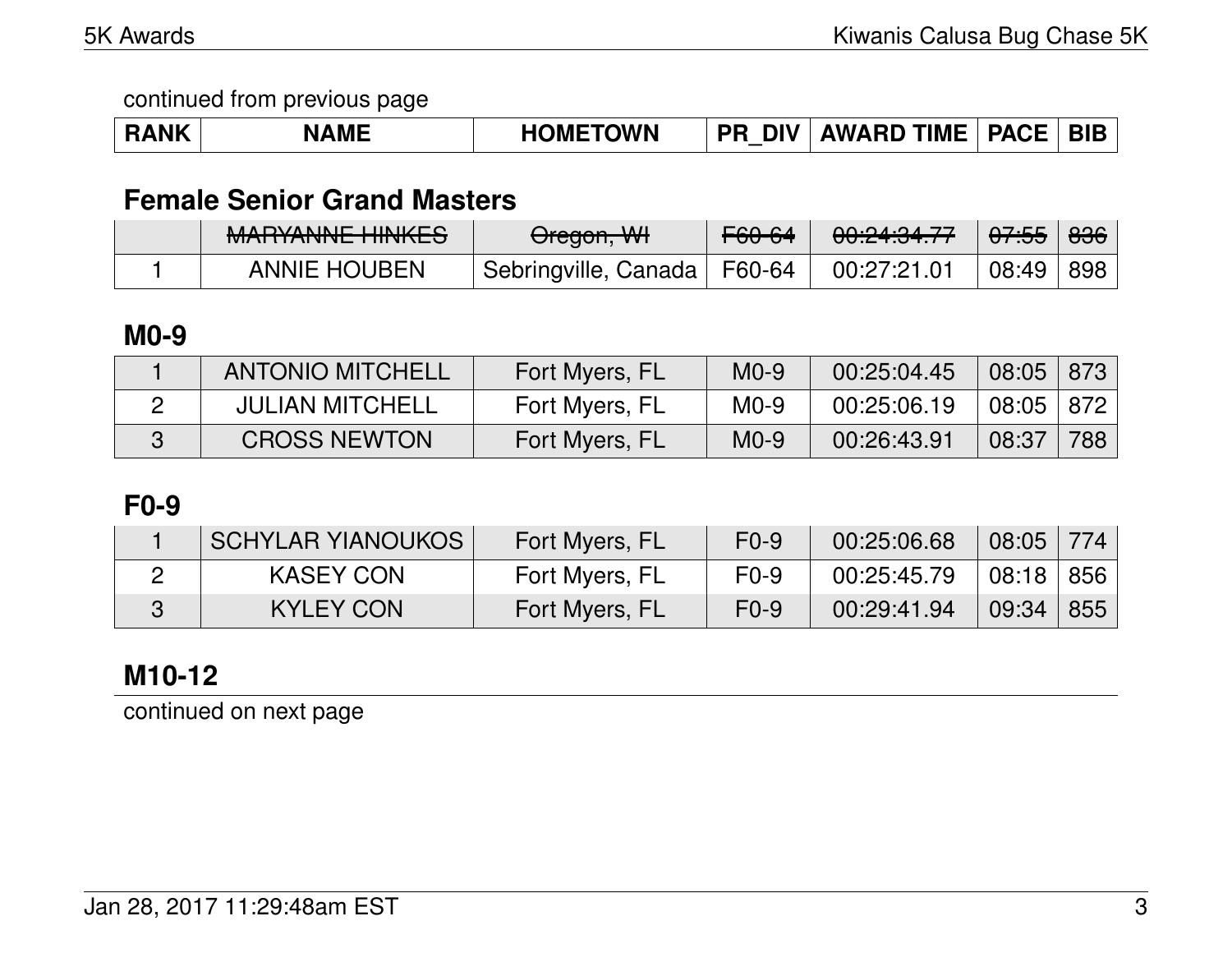continued from previous page

## Female Senior Grand Masters

| RANK | NAME | HOMETOWN | PR_DIV | AWARD TIME | PACE | BIB |
|---|---|---|---|---|---|---|
| | ~~MARYANNE HINKES~~ | ~~Oregon, WI~~ | ~~F60-64~~ | ~~00:24:34.77~~ | ~~07:55~~ | ~~836~~ |
| 1 | ANNIE HOUBEN | Sebringville, Canada | F60-64 | 00:27:21.01 | 08:49 | 898 |

## M0-9

| RANK | NAME | HOMETOWN | PR_DIV | AWARD TIME | PACE | BIB |
|---|---|---|---|---|---|---|
| 1 | ANTONIO MITCHELL | Fort Myers, FL | M0-9 | 00:25:04.45 | 08:05 | 873 |
| 2 | JULIAN MITCHELL | Fort Myers, FL | M0-9 | 00:25:06.19 | 08:05 | 872 |
| 3 | CROSS NEWTON | Fort Myers, FL | M0-9 | 00:26:43.91 | 08:37 | 788 |

## F0-9

| RANK | NAME | HOMETOWN | PR_DIV | AWARD TIME | PACE | BIB |
|---|---|---|---|---|---|---|
| 1 | SCHYLAR YIANOUKOS | Fort Myers, FL | F0-9 | 00:25:06.68 | 08:05 | 774 |
| 2 | KASEY CON | Fort Myers, FL | F0-9 | 00:25:45.79 | 08:18 | 856 |
| 3 | KYLEY CON | Fort Myers, FL | F0-9 | 00:29:41.94 | 09:34 | 855 |

## M10-12

continued on next page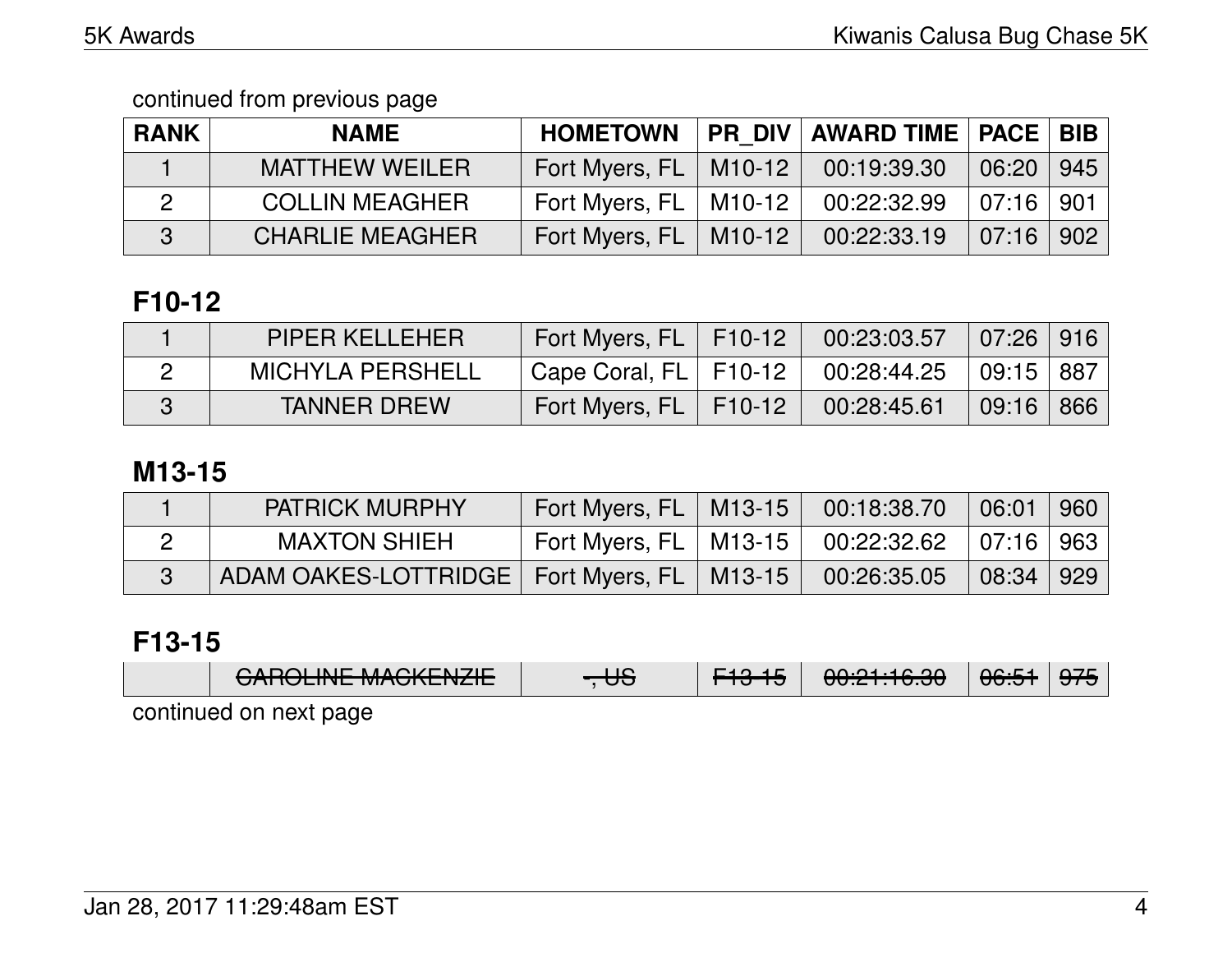continued from previous page

| RANK | NAME | HOMETOWN | PR_DIV | AWARD TIME | PACE | BIB |
|---|---|---|---|---|---|---|
| 1 | MATTHEW WEILER | Fort Myers, FL | M10-12 | 00:19:39.30 | 06:20 | 945 |
| 2 | COLLIN MEAGHER | Fort Myers, FL | M10-12 | 00:22:32.99 | 07:16 | 901 |
| 3 | CHARLIE MEAGHER | Fort Myers, FL | M10-12 | 00:22:33.19 | 07:16 | 902 |

## F10-12

| RANK | NAME | HOMETOWN | PR_DIV | AWARD TIME | PACE | BIB |
|---|---|---|---|---|---|---|
| 1 | PIPER KELLEHER | Fort Myers, FL | F10-12 | 00:23:03.57 | 07:26 | 916 |
| 2 | MICHYLA PERSHELL | Cape Coral, FL | F10-12 | 00:28:44.25 | 09:15 | 887 |
| 3 | TANNER DREW | Fort Myers, FL | F10-12 | 00:28:45.61 | 09:16 | 866 |

## M13-15

| RANK | NAME | HOMETOWN | PR_DIV | AWARD TIME | PACE | BIB |
|---|---|---|---|---|---|---|
| 1 | PATRICK MURPHY | Fort Myers, FL | M13-15 | 00:18:38.70 | 06:01 | 960 |
| 2 | MAXTON SHIEH | Fort Myers, FL | M13-15 | 00:22:32.62 | 07:16 | 963 |
| 3 | ADAM OAKES-LOTTRIDGE | Fort Myers, FL | M13-15 | 00:26:35.05 | 08:34 | 929 |

## F13-15

| RANK | NAME | HOMETOWN | PR_DIV | AWARD TIME | PACE | BIB |
|---|---|---|---|---|---|---|
| | ~~CAROLINE MACKENZIE~~ | ~~, US~~ | ~~F13-15~~ | ~~00:21:16.30~~ | ~~06:51~~ | ~~975~~ |

continued on next page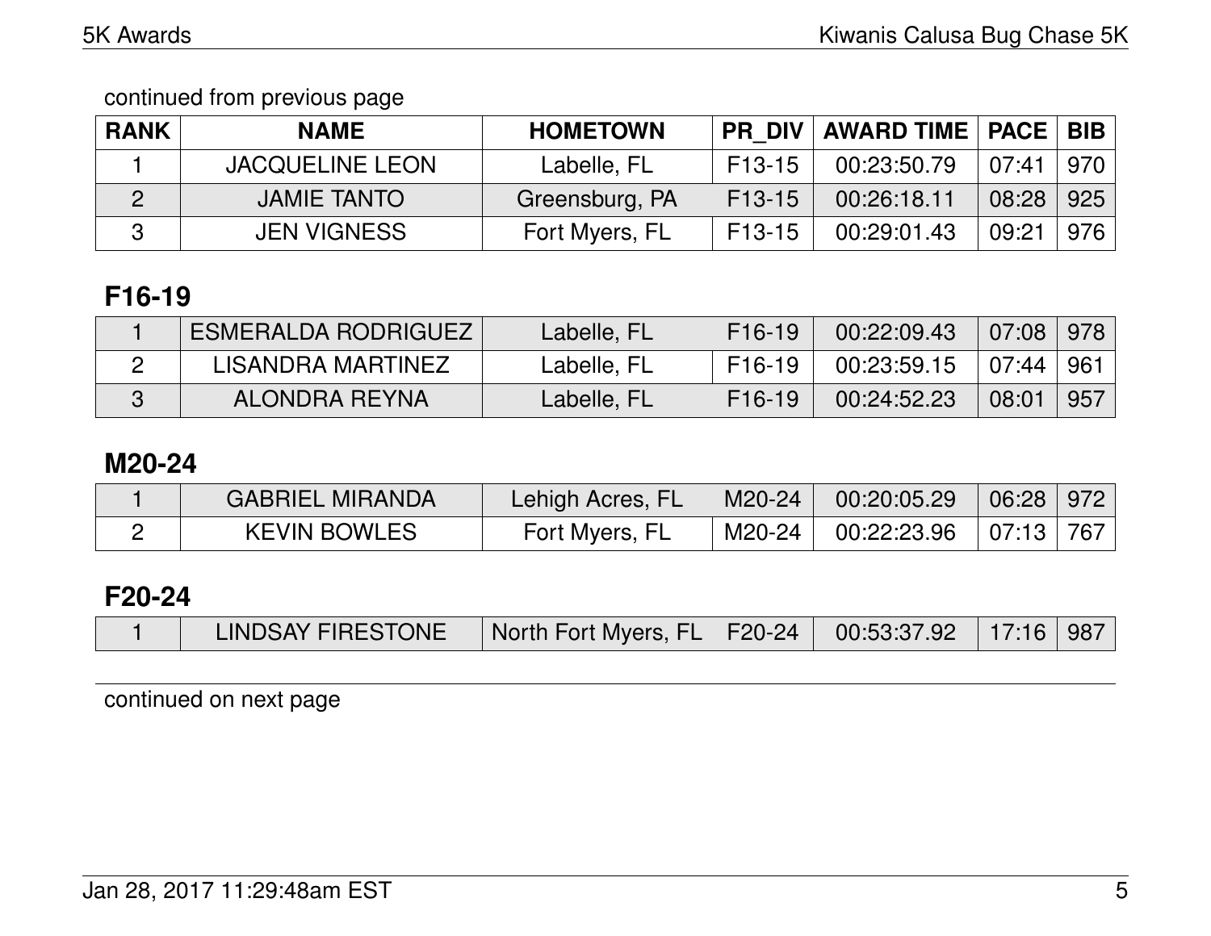continued from previous page

| RANK | NAME | HOMETOWN | PR_DIV | AWARD TIME | PACE | BIB |
|---|---|---|---|---|---|---|
| 1 | JACQUELINE LEON | Labelle, FL | F13-15 | 00:23:50.79 | 07:41 | 970 |
| 2 | JAMIE TANTO | Greensburg, PA | F13-15 | 00:26:18.11 | 08:28 | 925 |
| 3 | JEN VIGNESS | Fort Myers, FL | F13-15 | 00:29:01.43 | 09:21 | 976 |

## F16-19

| RANK | NAME | HOMETOWN | PR_DIV | AWARD TIME | PACE | BIB |
|---|---|---|---|---|---|---|
| 1 | ESMERALDA RODRIGUEZ | Labelle, FL | F16-19 | 00:22:09.43 | 07:08 | 978 |
| 2 | LISANDRA MARTINEZ | Labelle, FL | F16-19 | 00:23:59.15 | 07:44 | 961 |
| 3 | ALONDRA REYNA | Labelle, FL | F16-19 | 00:24:52.23 | 08:01 | 957 |

## M20-24

| RANK | NAME | HOMETOWN | PR_DIV | AWARD TIME | PACE | BIB |
|---|---|---|---|---|---|---|
| 1 | GABRIEL MIRANDA | Lehigh Acres, FL | M20-24 | 00:20:05.29 | 06:28 | 972 |
| 2 | KEVIN BOWLES | Fort Myers, FL | M20-24 | 00:22:23.96 | 07:13 | 767 |

## F20-24

| RANK | NAME | HOMETOWN | PR_DIV | AWARD TIME | PACE | BIB |
|---|---|---|---|---|---|---|
| 1 | LINDSAY FIRESTONE | North Fort Myers, FL | F20-24 | 00:53:37.92 | 17:16 | 987 |

continued on next page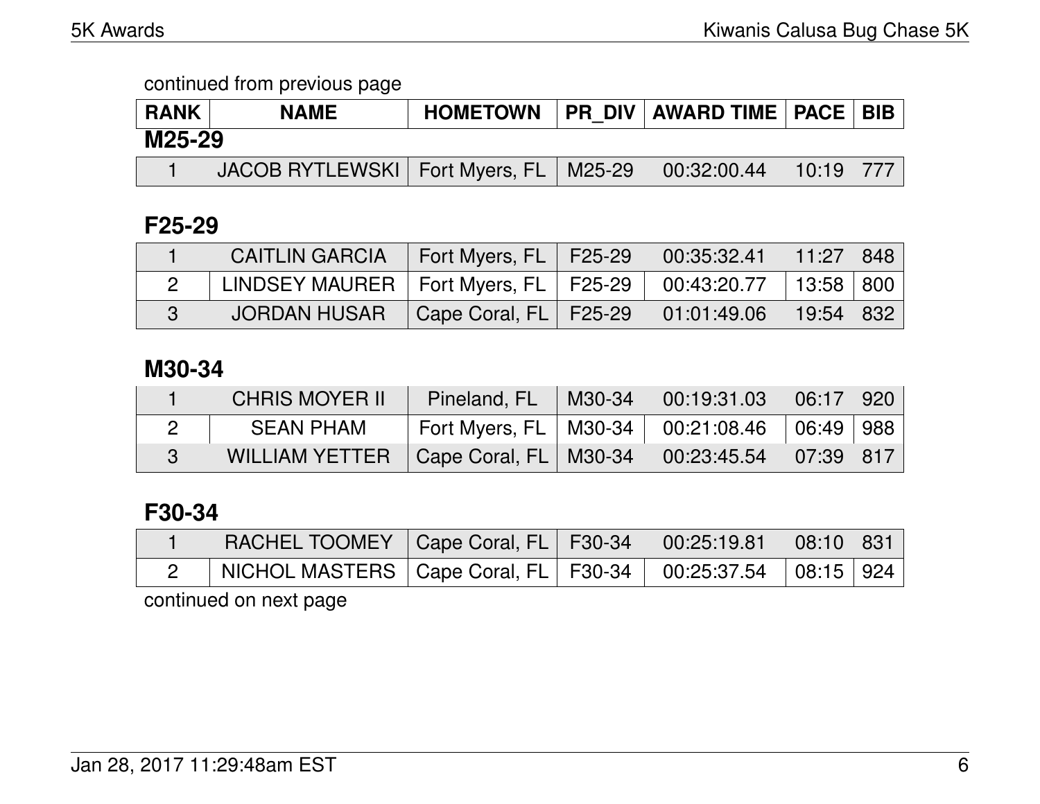continued from previous page

| RANK | NAME | HOMETOWN | PR_DIV | AWARD TIME | PACE | BIB |
|---|---|---|---|---|---|---|

## M25-29

| RANK | NAME | HOMETOWN | PR_DIV | AWARD TIME | PACE | BIB |
|---|---|---|---|---|---|---|
| 1 | JACOB RYTLEWSKI | Fort Myers, FL | M25-29 | 00:32:00.44 | 10:19 | 777 |

## F25-29

| RANK | NAME | HOMETOWN | PR_DIV | AWARD TIME | PACE | BIB |
|---|---|---|---|---|---|---|
| 1 | CAITLIN GARCIA | Fort Myers, FL | F25-29 | 00:35:32.41 | 11:27 | 848 |
| 2 | LINDSEY MAURER | Fort Myers, FL | F25-29 | 00:43:20.77 | 13:58 | 800 |
| 3 | JORDAN HUSAR | Cape Coral, FL | F25-29 | 01:01:49.06 | 19:54 | 832 |

## M30-34

| RANK | NAME | HOMETOWN | PR_DIV | AWARD TIME | PACE | BIB |
|---|---|---|---|---|---|---|
| 1 | CHRIS MOYER II | Pineland, FL | M30-34 | 00:19:31.03 | 06:17 | 920 |
| 2 | SEAN PHAM | Fort Myers, FL | M30-34 | 00:21:08.46 | 06:49 | 988 |
| 3 | WILLIAM YETTER | Cape Coral, FL | M30-34 | 00:23:45.54 | 07:39 | 817 |

## F30-34

| RANK | NAME | HOMETOWN | PR_DIV | AWARD TIME | PACE | BIB |
|---|---|---|---|---|---|---|
| 1 | RACHEL TOOMEY | Cape Coral, FL | F30-34 | 00:25:19.81 | 08:10 | 831 |
| 2 | NICHOL MASTERS | Cape Coral, FL | F30-34 | 00:25:37.54 | 08:15 | 924 |

continued on next page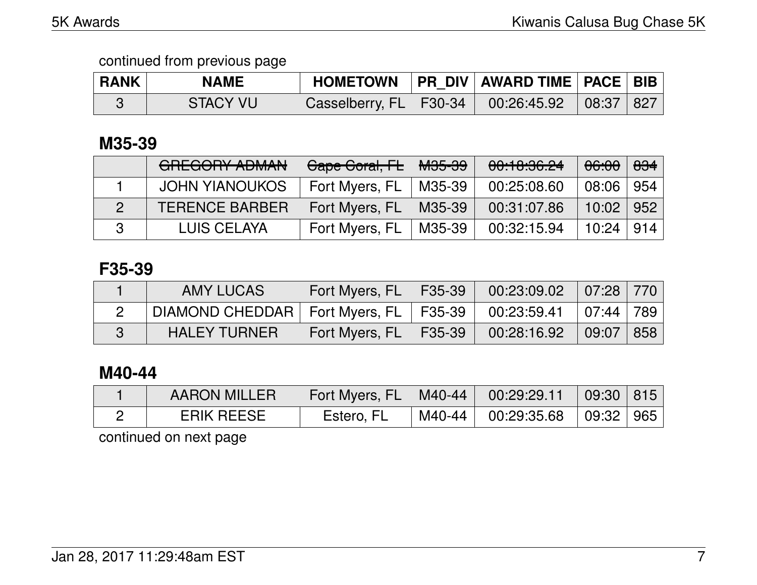continued from previous page

| RANK | NAME | HOMETOWN | PR_DIV | AWARD TIME | PACE | BIB |
|---|---|---|---|---|---|---|
| 3 | STACY VU | Casselberry, FL | F30-34 | 00:26:45.92 | 08:37 | 827 |

## M35-39

| RANK | NAME | HOMETOWN | PR_DIV | AWARD TIME | PACE | BIB |
|---|---|---|---|---|---|---|
| | ~~GREGORY ADMAN~~ | ~~Cape Coral, FL~~ | ~~M35-39~~ | ~~00:18:36.24~~ | ~~06:00~~ | ~~834~~ |
| 1 | JOHN YIANOUKOS | Fort Myers, FL | M35-39 | 00:25:08.60 | 08:06 | 954 |
| 2 | TERENCE BARBER | Fort Myers, FL | M35-39 | 00:31:07.86 | 10:02 | 952 |
| 3 | LUIS CELAYA | Fort Myers, FL | M35-39 | 00:32:15.94 | 10:24 | 914 |

## F35-39

| RANK | NAME | HOMETOWN | PR_DIV | AWARD TIME | PACE | BIB |
|---|---|---|---|---|---|---|
| 1 | AMY LUCAS | Fort Myers, FL | F35-39 | 00:23:09.02 | 07:28 | 770 |
| 2 | DIAMOND CHEDDAR | Fort Myers, FL | F35-39 | 00:23:59.41 | 07:44 | 789 |
| 3 | HALEY TURNER | Fort Myers, FL | F35-39 | 00:28:16.92 | 09:07 | 858 |

## M40-44

| RANK | NAME | HOMETOWN | PR_DIV | AWARD TIME | PACE | BIB |
|---|---|---|---|---|---|---|
| 1 | AARON MILLER | Fort Myers, FL | M40-44 | 00:29:29.11 | 09:30 | 815 |
| 2 | ERIK REESE | Estero, FL | M40-44 | 00:29:35.68 | 09:32 | 965 |

continued on next page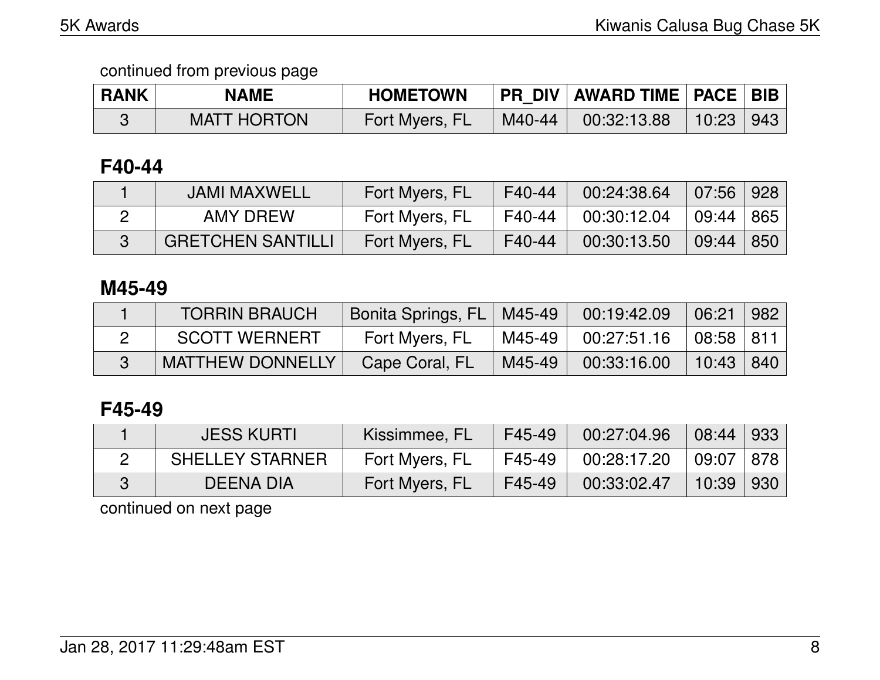continued from previous page

| RANK | NAME | HOMETOWN | PR_DIV | AWARD TIME | PACE | BIB |
|---|---|---|---|---|---|---|
| 3 | MATT HORTON | Fort Myers, FL | M40-44 | 00:32:13.88 | 10:23 | 943 |

### F40-44

| RANK | NAME | HOMETOWN | PR_DIV | AWARD TIME | PACE | BIB |
|---|---|---|---|---|---|---|
| 1 | JAMI MAXWELL | Fort Myers, FL | F40-44 | 00:24:38.64 | 07:56 | 928 |
| 2 | AMY DREW | Fort Myers, FL | F40-44 | 00:30:12.04 | 09:44 | 865 |
| 3 | GRETCHEN SANTILLI | Fort Myers, FL | F40-44 | 00:30:13.50 | 09:44 | 850 |

### M45-49

| RANK | NAME | HOMETOWN | PR_DIV | AWARD TIME | PACE | BIB |
|---|---|---|---|---|---|---|
| 1 | TORRIN BRAUCH | Bonita Springs, FL | M45-49 | 00:19:42.09 | 06:21 | 982 |
| 2 | SCOTT WERNERT | Fort Myers, FL | M45-49 | 00:27:51.16 | 08:58 | 811 |
| 3 | MATTHEW DONNELLY | Cape Coral, FL | M45-49 | 00:33:16.00 | 10:43 | 840 |

### F45-49

| RANK | NAME | HOMETOWN | PR_DIV | AWARD TIME | PACE | BIB |
|---|---|---|---|---|---|---|
| 1 | JESS KURTI | Kissimmee, FL | F45-49 | 00:27:04.96 | 08:44 | 933 |
| 2 | SHELLEY STARNER | Fort Myers, FL | F45-49 | 00:28:17.20 | 09:07 | 878 |
| 3 | DEENA DIA | Fort Myers, FL | F45-49 | 00:33:02.47 | 10:39 | 930 |

continued on next page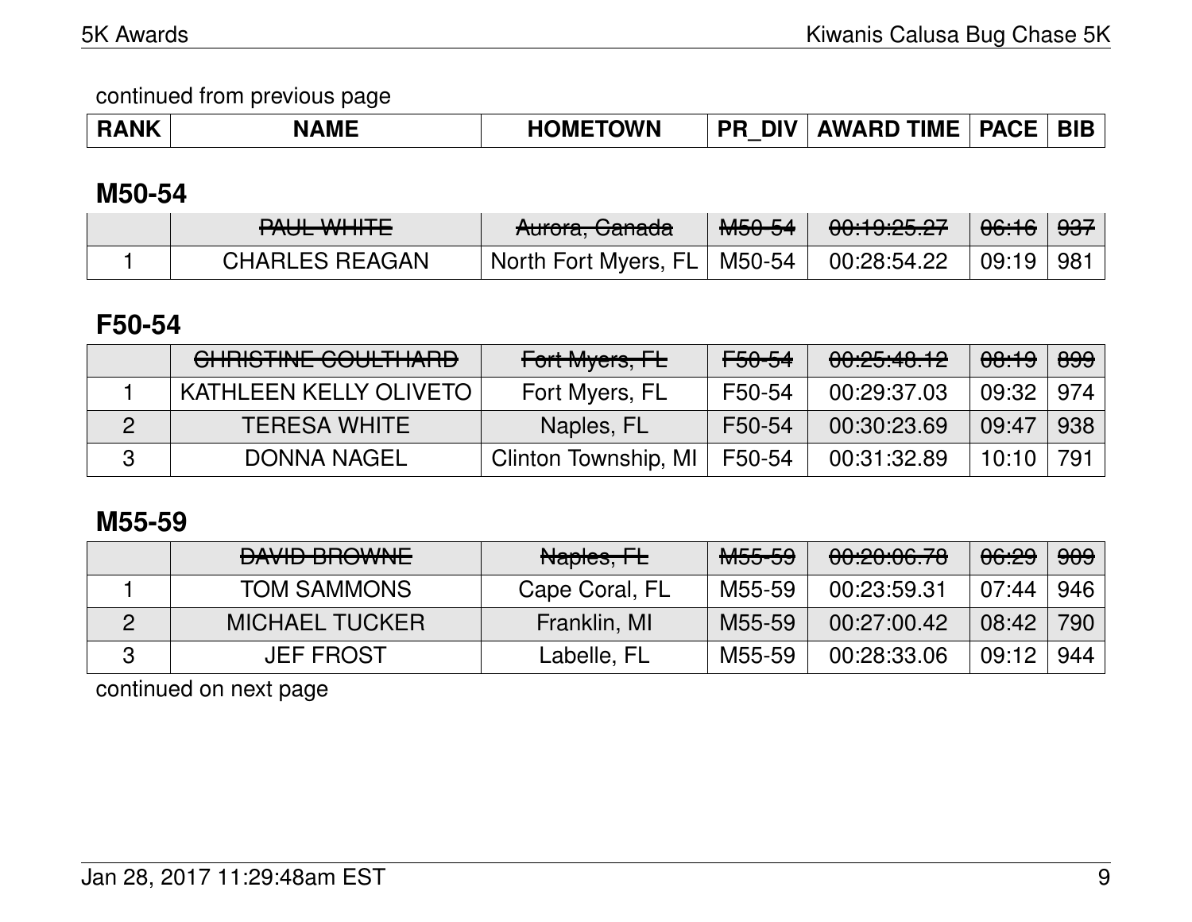continued from previous page

| RANK | NAME | HOMETOWN | PR_DIV | AWARD TIME | PACE | BIB |
|---|---|---|---|---|---|---|

## M50-54

| RANK | NAME | HOMETOWN | PR_DIV | AWARD TIME | PACE | BIB |
|---|---|---|---|---|---|---|
| | ~~PAUL WHITE~~ | ~~Aurora, Canada~~ | ~~M50-54~~ | ~~00:19:25.27~~ | ~~06:16~~ | ~~937~~ |
| 1 | CHARLES REAGAN | North Fort Myers, FL | M50-54 | 00:28:54.22 | 09:19 | 981 |

## F50-54

| RANK | NAME | HOMETOWN | PR_DIV | AWARD TIME | PACE | BIB |
|---|---|---|---|---|---|---|
| | ~~CHRISTINE COULTHARD~~ | ~~Fort Myers, FL~~ | ~~F50-54~~ | ~~00:25:48.12~~ | ~~08:19~~ | ~~899~~ |
| 1 | KATHLEEN KELLY OLIVETO | Fort Myers, FL | F50-54 | 00:29:37.03 | 09:32 | 974 |
| 2 | TERESA WHITE | Naples, FL | F50-54 | 00:30:23.69 | 09:47 | 938 |
| 3 | DONNA NAGEL | Clinton Township, MI | F50-54 | 00:31:32.89 | 10:10 | 791 |

## M55-59

| RANK | NAME | HOMETOWN | PR_DIV | AWARD TIME | PACE | BIB |
|---|---|---|---|---|---|---|
| | ~~DAVID BROWNE~~ | ~~Naples, FL~~ | ~~M55-59~~ | ~~00:20:06.78~~ | ~~06:29~~ | ~~909~~ |
| 1 | TOM SAMMONS | Cape Coral, FL | M55-59 | 00:23:59.31 | 07:44 | 946 |
| 2 | MICHAEL TUCKER | Franklin, MI | M55-59 | 00:27:00.42 | 08:42 | 790 |
| 3 | JEF FROST | Labelle, FL | M55-59 | 00:28:33.06 | 09:12 | 944 |

continued on next page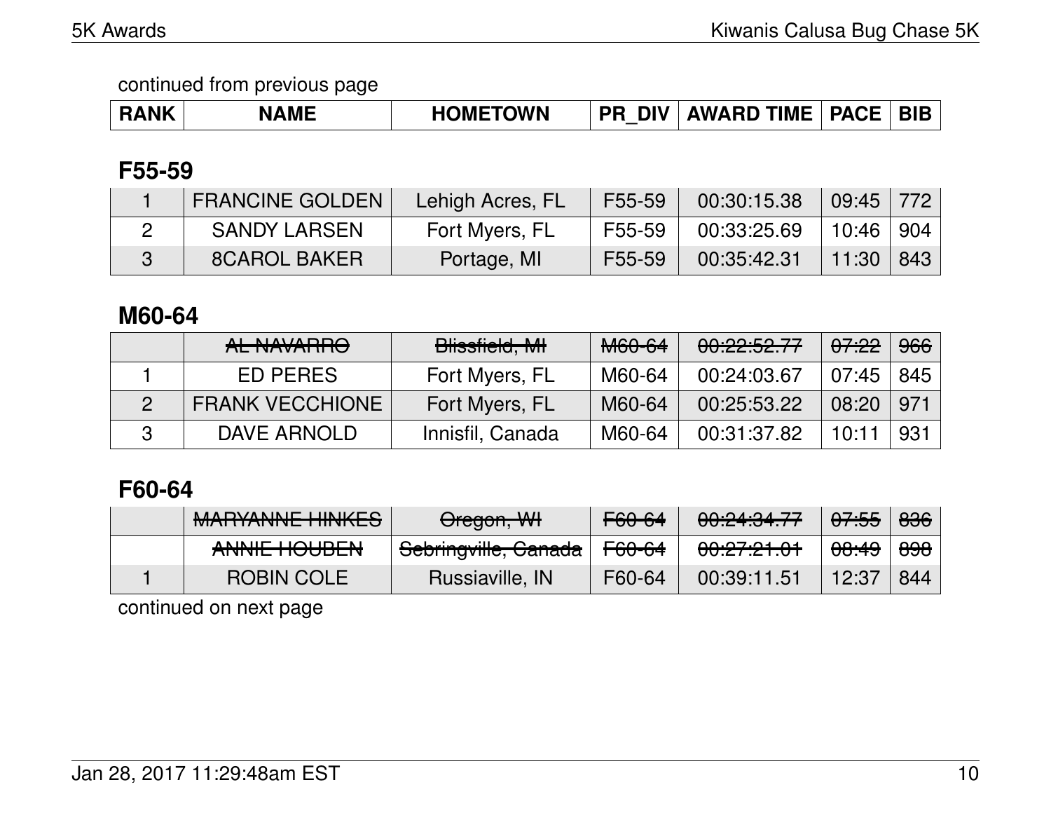continued from previous page

| RANK | NAME | HOMETOWN | PR_DIV | AWARD TIME | PACE | BIB |
|---|---|---|---|---|---|---|

## F55-59

| RANK | NAME | HOMETOWN | PR_DIV | AWARD TIME | PACE | BIB |
|---|---|---|---|---|---|---|
| 1 | FRANCINE GOLDEN | Lehigh Acres, FL | F55-59 | 00:30:15.38 | 09:45 | 772 |
| 2 | SANDY LARSEN | Fort Myers, FL | F55-59 | 00:33:25.69 | 10:46 | 904 |
| 3 | 8CAROL BAKER | Portage, MI | F55-59 | 00:35:42.31 | 11:30 | 843 |

## M60-64

| RANK | NAME | HOMETOWN | PR_DIV | AWARD TIME | PACE | BIB |
|---|---|---|---|---|---|---|
| | ~~AL NAVARRO~~ | ~~Blissfield, MI~~ | ~~M60-64~~ | ~~00:22:52.77~~ | ~~07:22~~ | ~~966~~ |
| 1 | ED PERES | Fort Myers, FL | M60-64 | 00:24:03.67 | 07:45 | 845 |
| 2 | FRANK VECCHIONE | Fort Myers, FL | M60-64 | 00:25:53.22 | 08:20 | 971 |
| 3 | DAVE ARNOLD | Innisfil, Canada | M60-64 | 00:31:37.82 | 10:11 | 931 |

## F60-64

| RANK | NAME | HOMETOWN | PR_DIV | AWARD TIME | PACE | BIB |
|---|---|---|---|---|---|---|
| | ~~MARYANNE HINKES~~ | ~~Oregon, WI~~ | ~~F60-64~~ | ~~00:24:34.77~~ | ~~07:55~~ | ~~836~~ |
| | ~~ANNIE HOUBEN~~ | ~~Sebringville, Canada~~ | ~~F60-64~~ | ~~00:27:21.01~~ | ~~08:49~~ | ~~898~~ |
| 1 | ROBIN COLE | Russiaville, IN | F60-64 | 00:39:11.51 | 12:37 | 844 |

continued on next page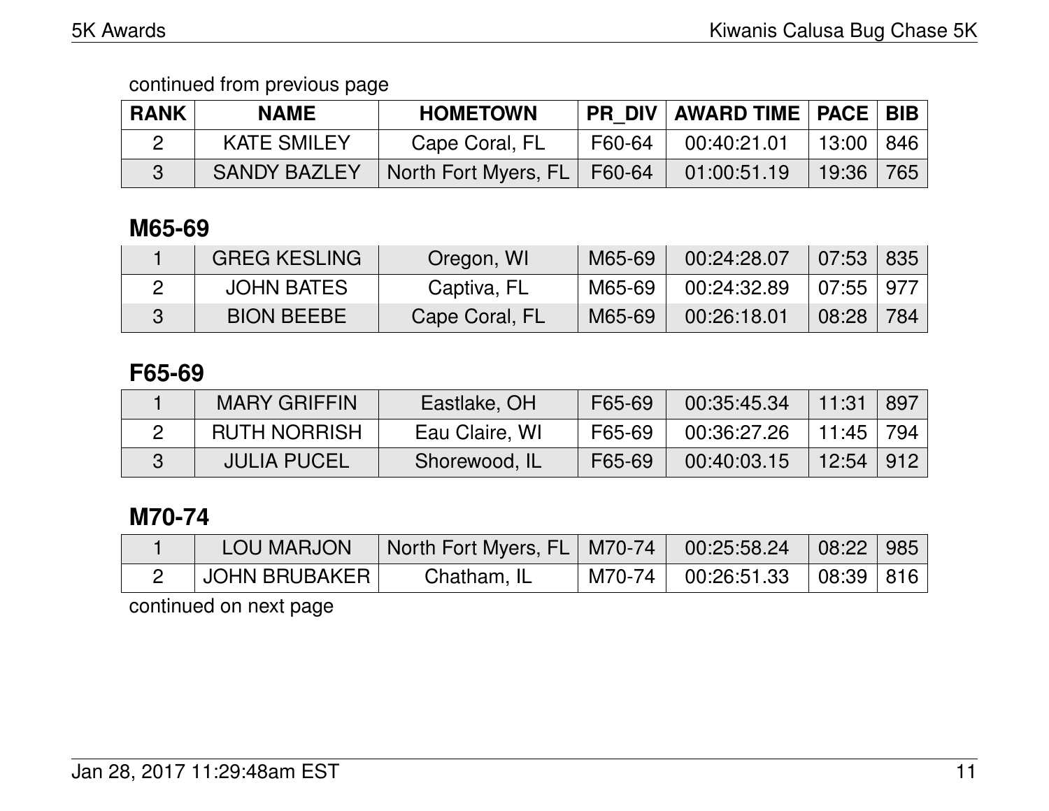continued from previous page

| RANK | NAME | HOMETOWN | PR_DIV | AWARD TIME | PACE | BIB |
|---|---|---|---|---|---|---|
| 2 | KATE SMILEY | Cape Coral, FL | F60-64 | 00:40:21.01 | 13:00 | 846 |
| 3 | SANDY BAZLEY | North Fort Myers, FL | F60-64 | 01:00:51.19 | 19:36 | 765 |

## M65-69

| RANK | NAME | HOMETOWN | PR_DIV | AWARD TIME | PACE | BIB |
|---|---|---|---|---|---|---|
| 1 | GREG KESLING | Oregon, WI | M65-69 | 00:24:28.07 | 07:53 | 835 |
| 2 | JOHN BATES | Captiva, FL | M65-69 | 00:24:32.89 | 07:55 | 977 |
| 3 | BION BEEBE | Cape Coral, FL | M65-69 | 00:26:18.01 | 08:28 | 784 |

## F65-69

| RANK | NAME | HOMETOWN | PR_DIV | AWARD TIME | PACE | BIB |
|---|---|---|---|---|---|---|
| 1 | MARY GRIFFIN | Eastlake, OH | F65-69 | 00:35:45.34 | 11:31 | 897 |
| 2 | RUTH NORRISH | Eau Claire, WI | F65-69 | 00:36:27.26 | 11:45 | 794 |
| 3 | JULIA PUCEL | Shorewood, IL | F65-69 | 00:40:03.15 | 12:54 | 912 |

## M70-74

| RANK | NAME | HOMETOWN | PR_DIV | AWARD TIME | PACE | BIB |
|---|---|---|---|---|---|---|
| 1 | LOU MARJON | North Fort Myers, FL | M70-74 | 00:25:58.24 | 08:22 | 985 |
| 2 | JOHN BRUBAKER | Chatham, IL | M70-74 | 00:26:51.33 | 08:39 | 816 |

continued on next page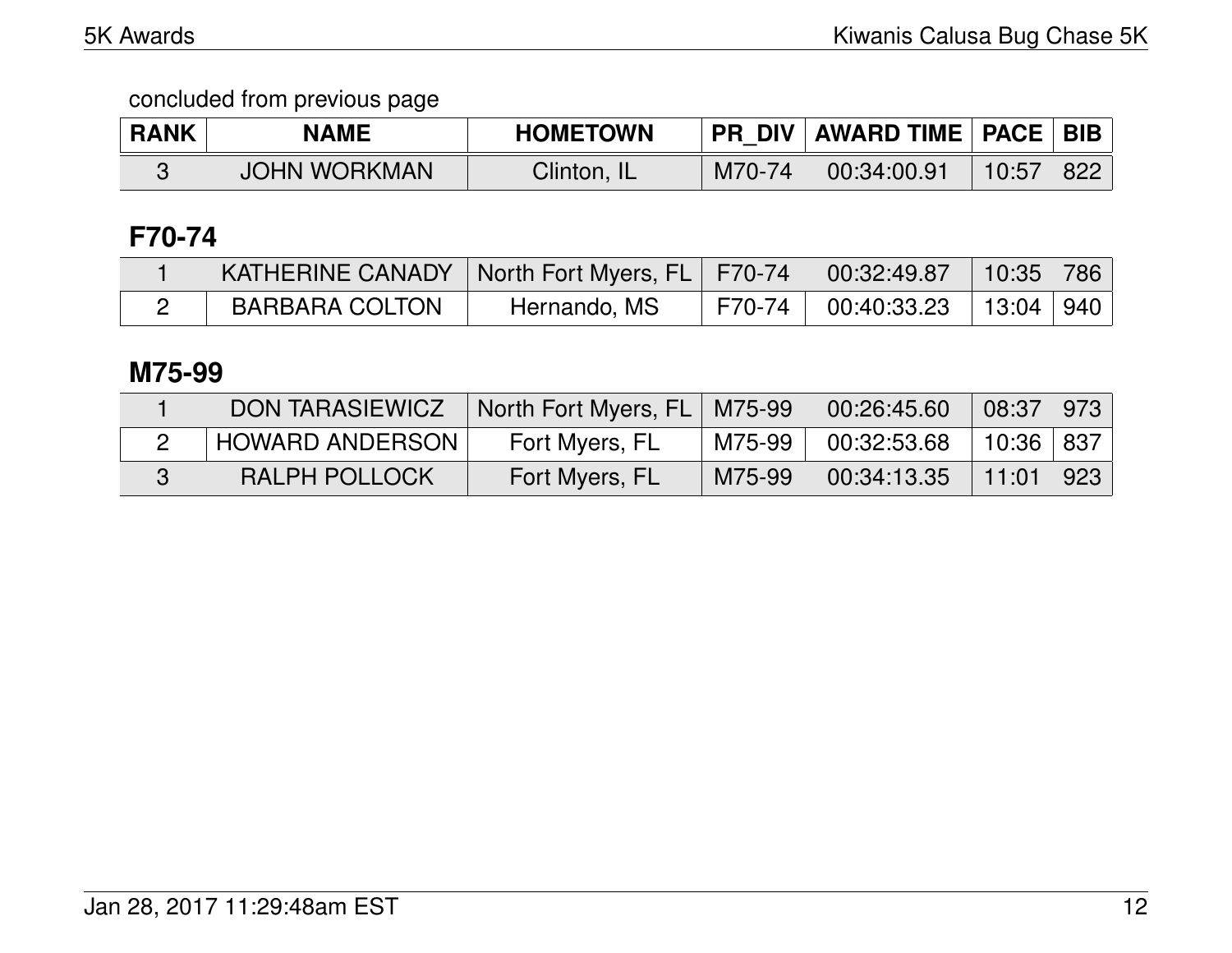concluded from previous page

| RANK | NAME | HOMETOWN | PR_DIV | AWARD TIME | PACE | BIB |
|---|---|---|---|---|---|---|
| 3 | JOHN WORKMAN | Clinton, IL | M70-74 | 00:34:00.91 | 10:57 | 822 |

## F70-74

| | | | | | | |
|---|---|---|---|---|---|---|
| 1 | KATHERINE CANADY | North Fort Myers, FL | F70-74 | 00:32:49.87 | 10:35 | 786 |
| 2 | BARBARA COLTON | Hernando, MS | F70-74 | 00:40:33.23 | 13:04 | 940 |

## M75-99

| | | | | | | |
|---|---|---|---|---|---|---|
| 1 | DON TARASIEWICZ | North Fort Myers, FL | M75-99 | 00:26:45.60 | 08:37 | 973 |
| 2 | HOWARD ANDERSON | Fort Myers, FL | M75-99 | 00:32:53.68 | 10:36 | 837 |
| 3 | RALPH POLLOCK | Fort Myers, FL | M75-99 | 00:34:13.35 | 11:01 | 923 |